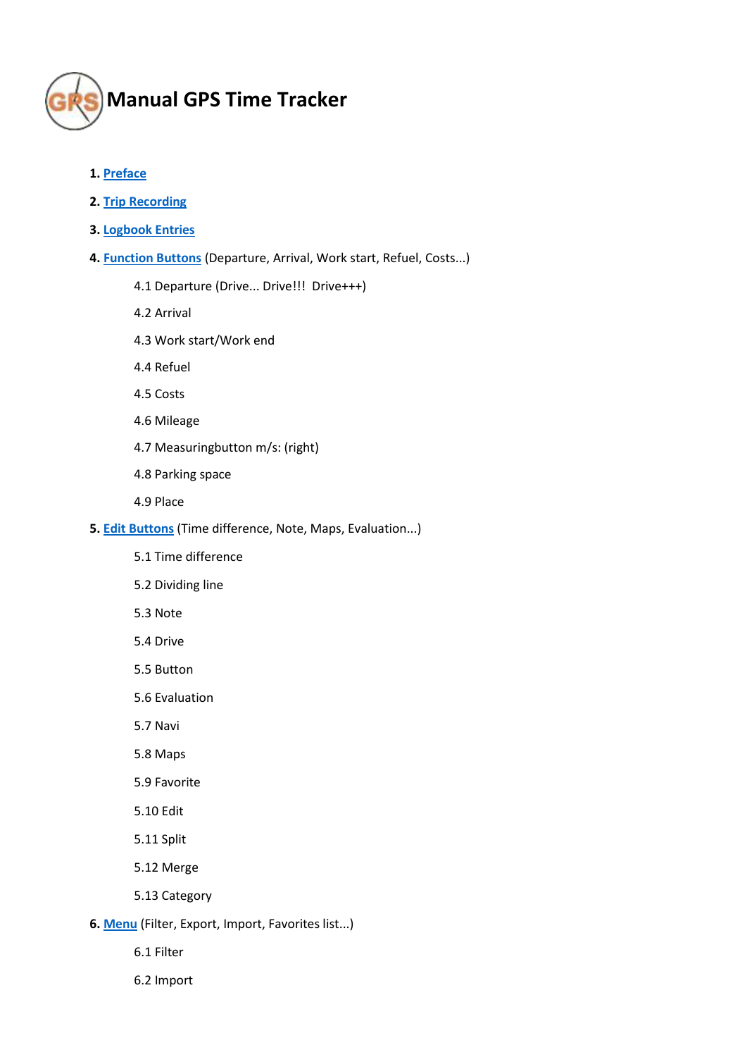# Manual GPS Time Tracker

1. **Preface**
2. **Trip Recording**
3. **Logbook Entries**
4. **Function Buttons** (Departure, Arrival, Work start, Refuel, Costs...)
   - 4.1 Departure (Drive... Drive!!! Drive+++)
   - 4.2 Arrival
   - 4.3 Work start/Work end
   - 4.4 Refuel
   - 4.5 Costs
   - 4.6 Mileage
   - 4.7 Measuringbutton m/s: (right)
   - 4.8 Parking space
   - 4.9 Place
5. **Edit Buttons** (Time difference, Note, Maps, Evaluation...)
   - 5.1 Time difference
   - 5.2 Dividing line
   - 5.3 Note
   - 5.4 Drive
   - 5.5 Button
   - 5.6 Evaluation
   - 5.7 Navi
   - 5.8 Maps
   - 5.9 Favorite
   - 5.10 Edit
   - 5.11 Split
   - 5.12 Merge
   - 5.13 Category
6. **Menu** (Filter, Export, Import, Favorites list...)
   - 6.1 Filter
   - 6.2 Import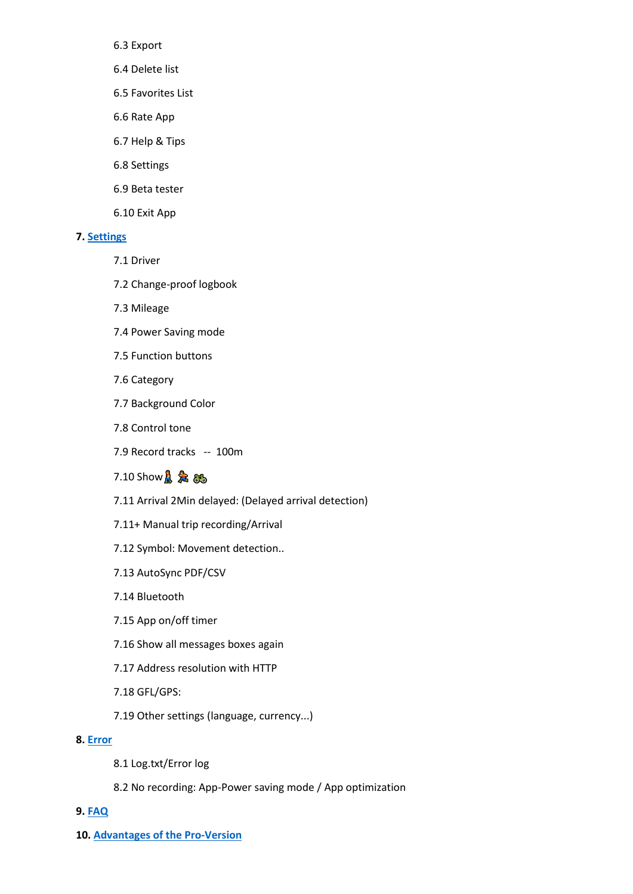- 6.3 Export
- 6.4 Delete list
- 6.5 Favorites List
- 6.6 Rate App
- 6.7 Help & Tips
- 6.8 Settings
- 6.9 Beta tester
- 6.10 Exit App

**7.** [Settings]

- 7.1 Driver
- 7.2 Change-proof logbook
- 7.3 Mileage
- 7.4 Power Saving mode
- 7.5 Function buttons
- 7.6 Category
- 7.7 Background Color
- 7.8 Control tone
- 7.9 Record tracks -- 100m
- 7.10 Show 🚶 🏃 🚲
- 7.11 Arrival 2Min delayed: (Delayed arrival detection)
- 7.11+ Manual trip recording/Arrival
- 7.12 Symbol: Movement detection..
- 7.13 AutoSync PDF/CSV
- 7.14 Bluetooth
- 7.15 App on/off timer
- 7.16 Show all messages boxes again
- 7.17 Address resolution with HTTP
- 7.18 GFL/GPS:
- 7.19 Other settings (language, currency...)

**8.** [Error]

- 8.1 Log.txt/Error log
- 8.2 No recording: App-Power saving mode / App optimization

**9.** [FAQ]

**10.** [Advantages of the Pro-Version]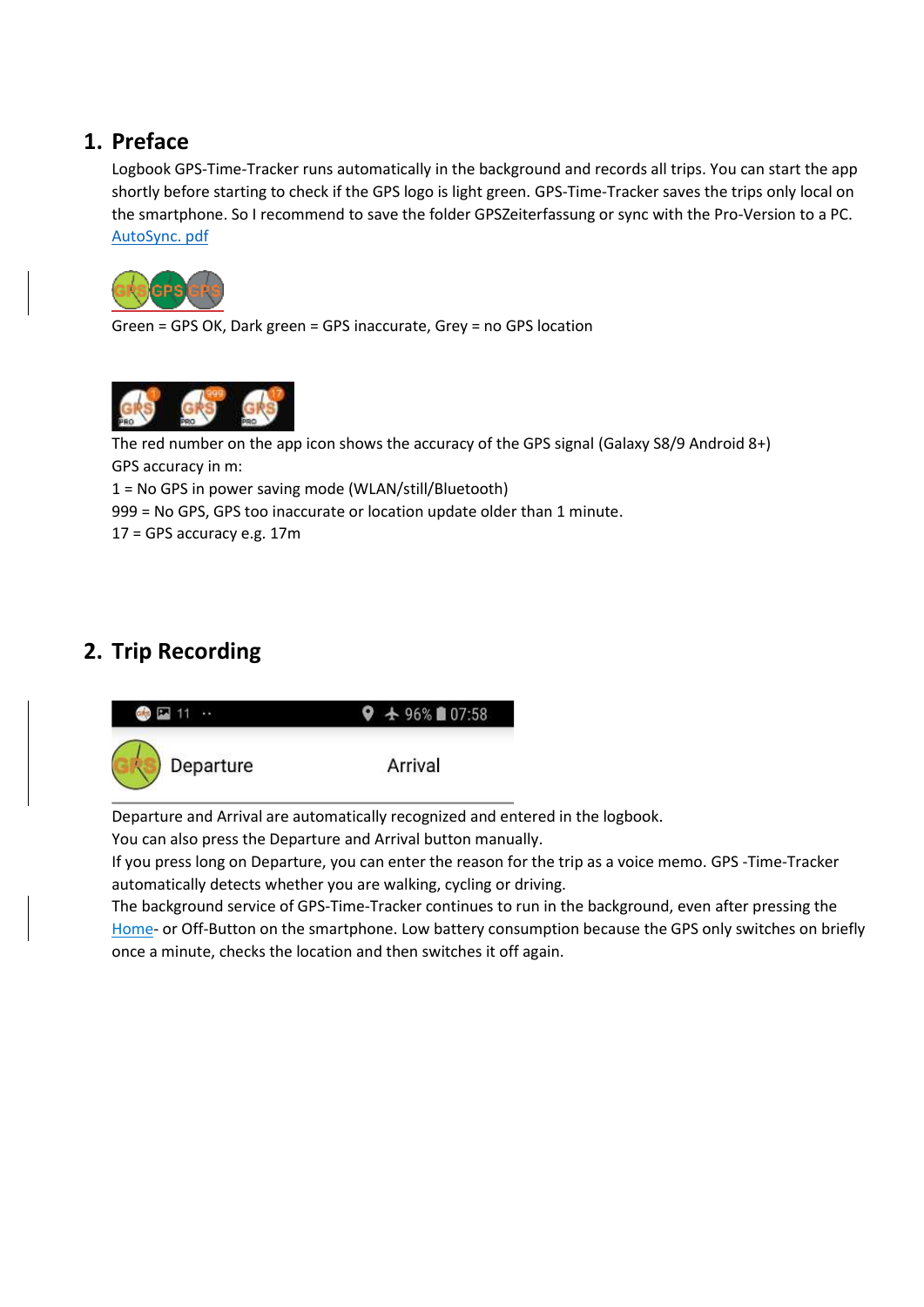## 1. Preface

Logbook GPS-Time-Tracker runs automatically in the background and records all trips. You can start the app shortly before starting to check if the GPS logo is light green. GPS-Time-Tracker saves the trips only local on the smartphone. So I recommend to save the folder GPSZeiterfassung or sync with the Pro-Version to a PC. [AutoSync. pdf]()

Green = GPS OK, Dark green = GPS inaccurate, Grey = no GPS location

The red number on the app icon shows the accuracy of the GPS signal (Galaxy S8/9 Android 8+)
GPS accuracy in m:
1 = No GPS in power saving mode (WLAN/still/Bluetooth)
999 = No GPS, GPS too inaccurate or location update older than 1 minute.
17 = GPS accuracy e.g. 17m

## 2. Trip Recording

Departure and Arrival are automatically recognized and entered in the logbook.
You can also press the Departure and Arrival button manually.
If you press long on Departure, you can enter the reason for the trip as a voice memo. GPS -Time-Tracker automatically detects whether you are walking, cycling or driving.
The background service of GPS-Time-Tracker continues to run in the background, even after pressing the [Home]()- or Off-Button on the smartphone. Low battery consumption because the GPS only switches on briefly once a minute, checks the location and then switches it off again.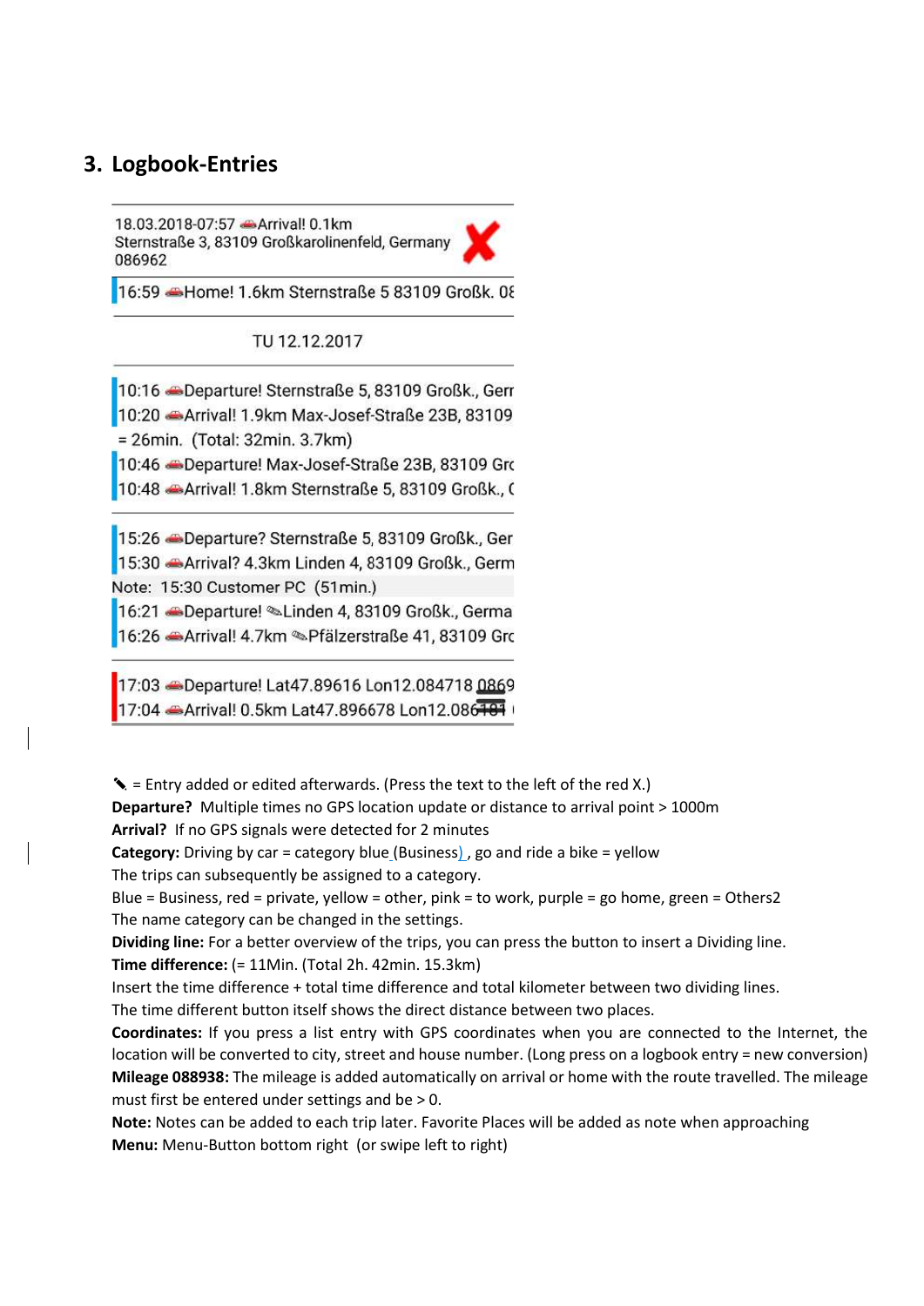## 3. Logbook-Entries

18.03.2018-07:57 Arrival! 0.1km
Sternstraße 3, 83109 Großkarolinenfeld, Germany
086962

16:59 Home! 1.6km Sternstraße 5 83109 Großk. 08

TU 12.12.2017

10:16 Departure! Sternstraße 5, 83109 Großk., Gerr
10:20 Arrival! 1.9km Max-Josef-Straße 23B, 83109
= 26min. (Total: 32min. 3.7km)
10:46 Departure! Max-Josef-Straße 23B, 83109 Grc
10:48 Arrival! 1.8km Sternstraße 5, 83109 Großk., (

15:26 Departure? Sternstraße 5, 83109 Großk., Ger
15:30 Arrival? 4.3km Linden 4, 83109 Großk., Germ
Note: 15:30 Customer PC (51min.)
16:21 Departure! ✎Linden 4, 83109 Großk., Germa
16:26 Arrival! 4.7km ✎Pfälzerstraße 41, 83109 Grc

17:03 Departure! Lat47.89616 Lon12.084718 0869
17:04 Arrival! 0.5km Lat47.896678 Lon12.086181

✎ = Entry added or edited afterwards. (Press the text to the left of the red X.)
**Departure?** Multiple times no GPS location update or distance to arrival point > 1000m
**Arrival?** If no GPS signals were detected for 2 minutes
**Category:** Driving by car = category blue (Business), go and ride a bike = yellow
The trips can subsequently be assigned to a category.
Blue = Business, red = private, yellow = other, pink = to work, purple = go home, green = Others2
The name category can be changed in the settings.
**Dividing line:** For a better overview of the trips, you can press the button to insert a Dividing line.
**Time difference:** (= 11Min. (Total 2h. 42min. 15.3km)
Insert the time difference + total time difference and total kilometer between two dividing lines.
The time different button itself shows the direct distance between two places.
**Coordinates:** If you press a list entry with GPS coordinates when you are connected to the Internet, the location will be converted to city, street and house number. (Long press on a logbook entry = new conversion)
**Mileage 088938:** The mileage is added automatically on arrival or home with the route travelled. The mileage must first be entered under settings and be > 0.
**Note:** Notes can be added to each trip later. Favorite Places will be added as note when approaching
**Menu:** Menu-Button bottom right (or swipe left to right)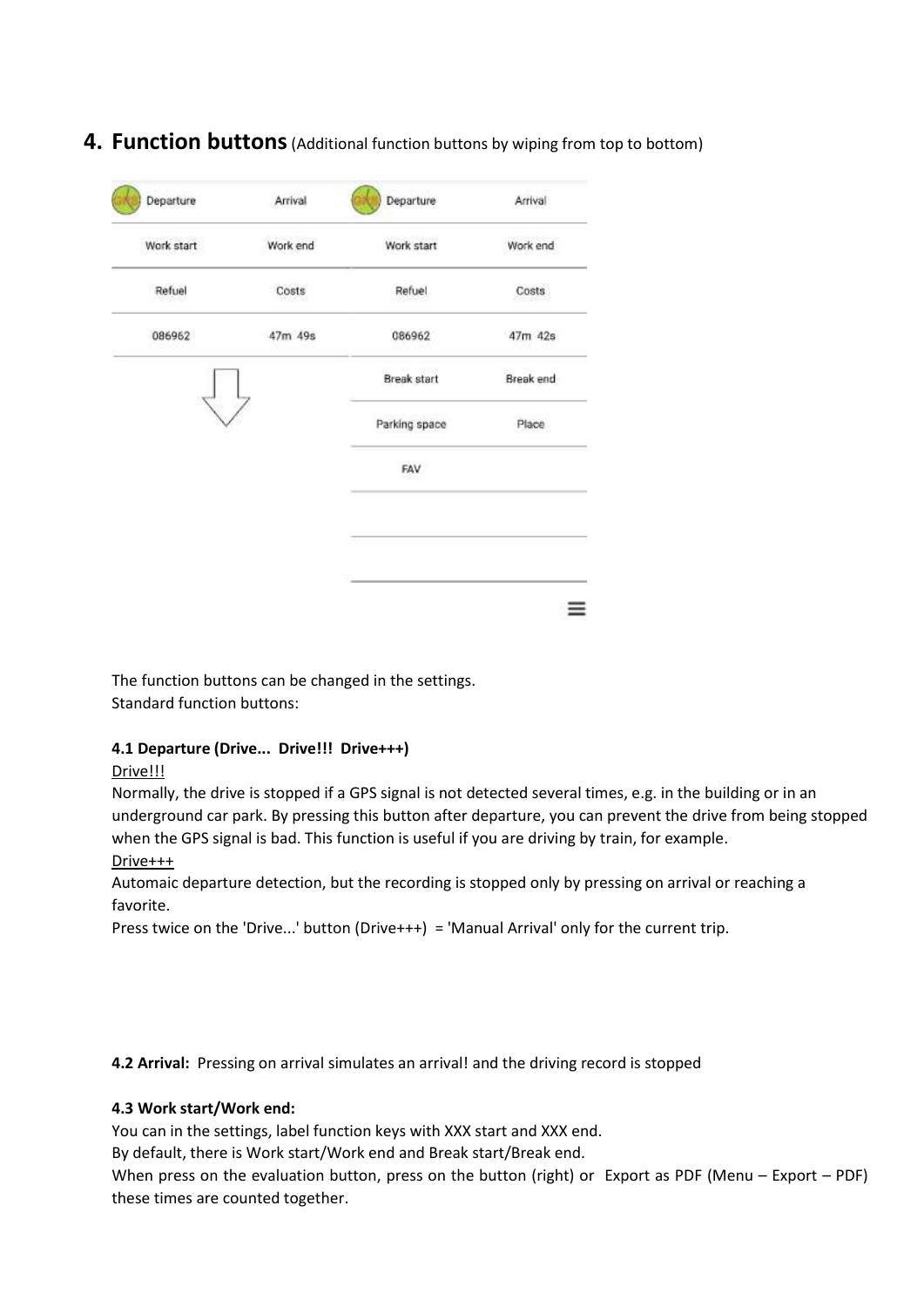## 4. Function buttons (Additional function buttons by wiping from top to bottom)

| Departure | Arrival | Departure | Arrival |
|---|---|---|---|
| Work start | Work end | Work start | Work end |
| Refuel | Costs | Refuel | Costs |
| 086962 | 47m 49s | 086962 | 47m 42s |
| | | Break start | Break end |
| | | Parking space | Place |
| | | FAV | |

The function buttons can be changed in the settings.
Standard function buttons:

**4.1 Departure (Drive... Drive!!! Drive+++)**

Drive!!!

Normally, the drive is stopped if a GPS signal is not detected several times, e.g. in the building or in an underground car park. By pressing this button after departure, you can prevent the drive from being stopped when the GPS signal is bad. This function is useful if you are driving by train, for example.

Drive+++

Automaic departure detection, but the recording is stopped only by pressing on arrival or reaching a favorite.

Press twice on the 'Drive...' button (Drive+++) = 'Manual Arrival' only for the current trip.

**4.2 Arrival:** Pressing on arrival simulates an arrival! and the driving record is stopped

**4.3 Work start/Work end:**

You can in the settings, label function keys with XXX start and XXX end.

By default, there is Work start/Work end and Break start/Break end.

When press on the evaluation button, press on the button (right) or Export as PDF (Menu – Export – PDF) these times are counted together.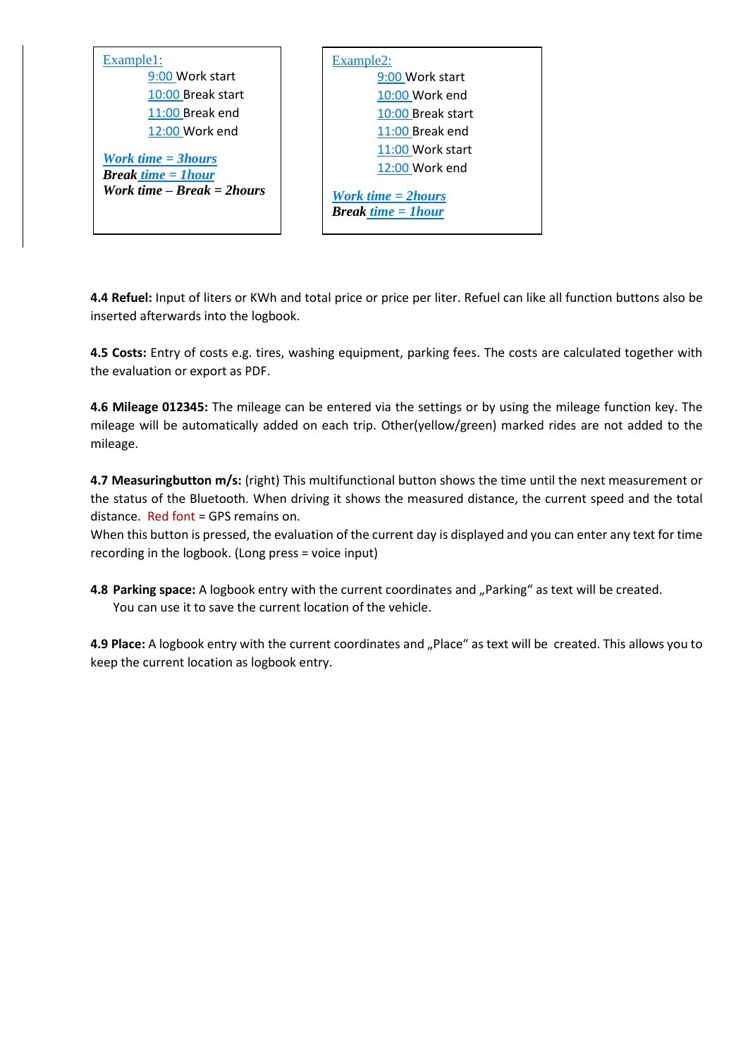Example1:

9:00 Work start
10:00 Break start
11:00 Break end
12:00 Work end

***Work time = 3hours***
***Break time = 1hour***
***Work time – Break = 2hours***

Example2:

9:00 Work start
10:00 Work end
10:00 Break start
11:00 Break end
11:00 Work start
12:00 Work end

***Work time = 2hours***
***Break time = 1hour***

**4.4 Refuel:** Input of liters or KWh and total price or price per liter. Refuel can like all function buttons also be inserted afterwards into the logbook.

**4.5 Costs:** Entry of costs e.g. tires, washing equipment, parking fees. The costs are calculated together with the evaluation or export as PDF.

**4.6 Mileage 012345:** The mileage can be entered via the settings or by using the mileage function key. The mileage will be automatically added on each trip. Other(yellow/green) marked rides are not added to the mileage.

**4.7 Measuringbutton m/s:** (right) This multifunctional button shows the time until the next measurement or the status of the Bluetooth. When driving it shows the measured distance, the current speed and the total distance. Red font = GPS remains on.
When this button is pressed, the evaluation of the current day is displayed and you can enter any text for time recording in the logbook. (Long press = voice input)

**4.8 Parking space:** A logbook entry with the current coordinates and „Parking“ as text will be created.
You can use it to save the current location of the vehicle.

**4.9 Place:** A logbook entry with the current coordinates and „Place“ as text will be created. This allows you to keep the current location as logbook entry.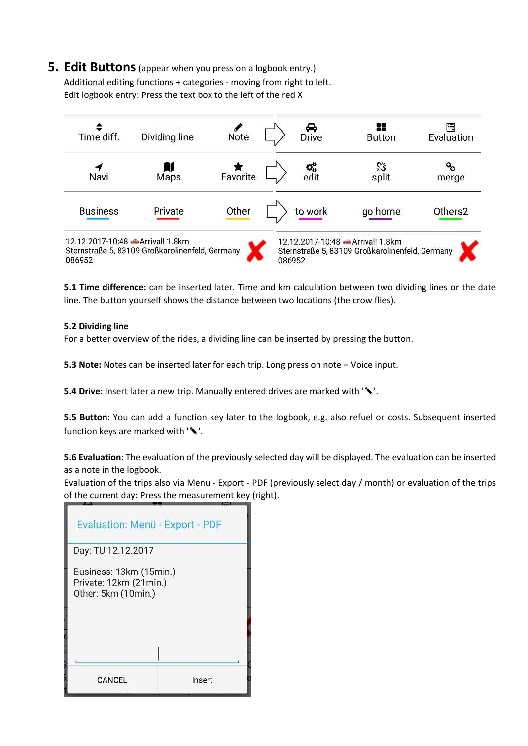## 5. Edit Buttons (appear when you press on a logbook entry.)

Additional editing functions + categories - moving from right to left.
Edit logbook entry: Press the text box to the left of the red X

| Time diff. | Dividing line | Note | → | Drive | Button | Evaluation |
|---|---|---|---|---|---|---|
| Navi | Maps | Favorite | → | edit | split | merge |
| Business | Private | Other | → | to work | go home | Others2 |

12.12.2017-10:48 Arrival! 1.8km
Sternstraße 5, 83109 Großkarolinenfeld, Germany
086952

12.12.2017-10:48 Arrival! 1.8km
Sternstraße 5, 83109 Großkarolinenfeld, Germany
086952

**5.1 Time difference:** can be inserted later. Time and km calculation between two dividing lines or the date line. The button yourself shows the distance between two locations (the crow flies).

**5.2 Dividing line**
For a better overview of the rides, a dividing line can be inserted by pressing the button.

**5.3 Note:** Notes can be inserted later for each trip. Long press on note = Voice input.

**5.4 Drive:** Insert later a new trip. Manually entered drives are marked with '✎'.

**5.5 Button:** You can add a function key later to the logbook, e.g. also refuel or costs. Subsequent inserted function keys are marked with '✎'.

**5.6 Evaluation:** The evaluation of the previously selected day will be displayed. The evaluation can be inserted as a note in the logbook.
Evaluation of the trips also via Menu - Export - PDF (previously select day / month) or evaluation of the trips of the current day: Press the measurement key (right).

Evaluation: Menü - Export - PDF

Day: TU 12.12.2017

Business: 13km (15min.)
Private: 12km (21min.)
Other: 5km (10min.)

CANCEL | Insert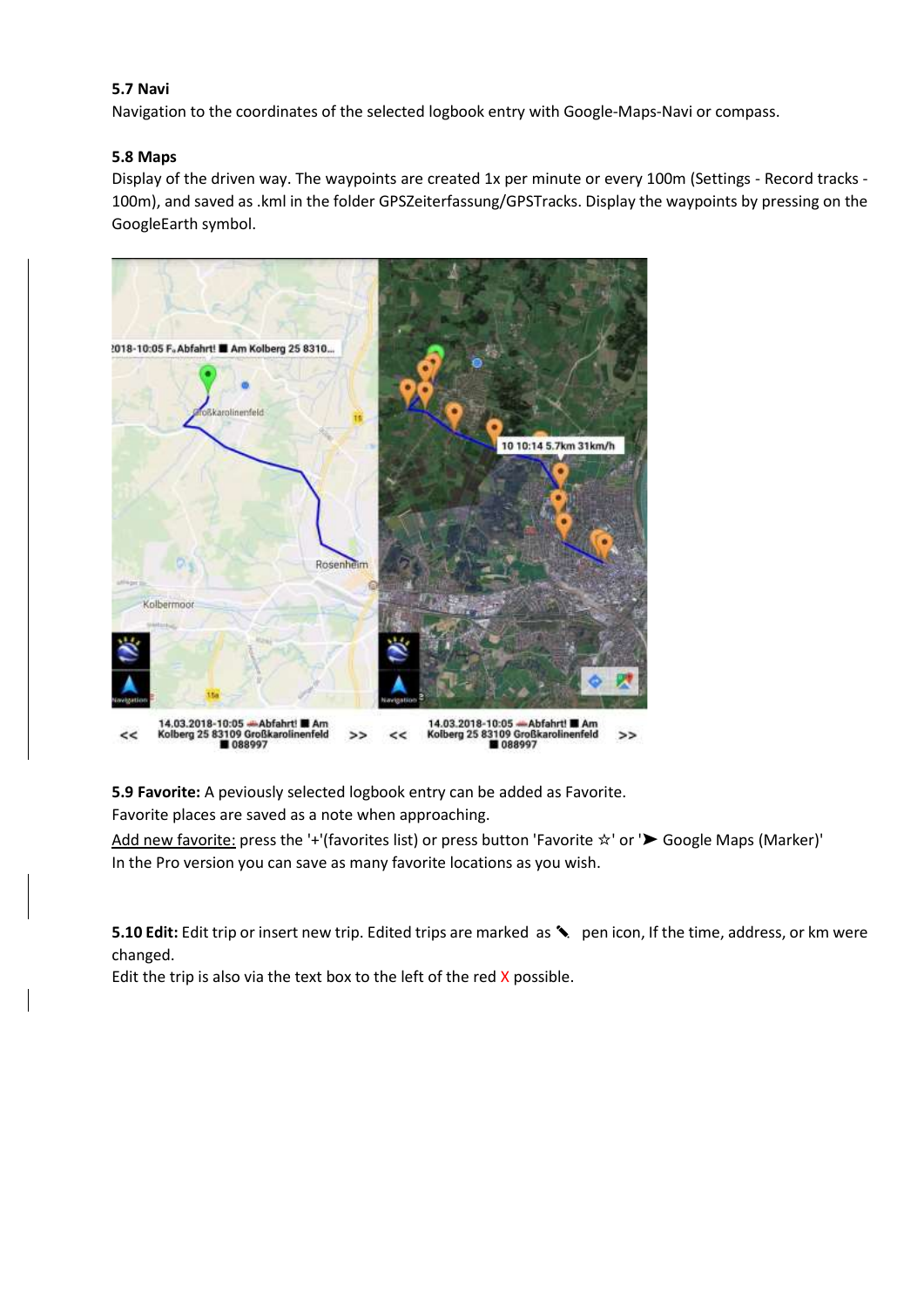### 5.7 Navi

Navigation to the coordinates of the selected logbook entry with Google-Maps-Navi or compass.

### 5.8 Maps

Display of the driven way. The waypoints are created 1x per minute or every 100m (Settings - Record tracks - 100m), and saved as .kml in the folder GPSZeiterfassung/GPSTracks. Display the waypoints by pressing on the GoogleEarth symbol.

**5.9 Favorite:** A peviously selected logbook entry can be added as Favorite.
Favorite places are saved as a note when approaching.

Add new favorite: press the '+'(favorites list) or press button 'Favorite ☆' or '➤ Google Maps (Marker)'
In the Pro version you can save as many favorite locations as you wish.

**5.10 Edit:** Edit trip or insert new trip. Edited trips are marked as ✎ pen icon, If the time, address, or km were changed.
Edit the trip is also via the text box to the left of the red X possible.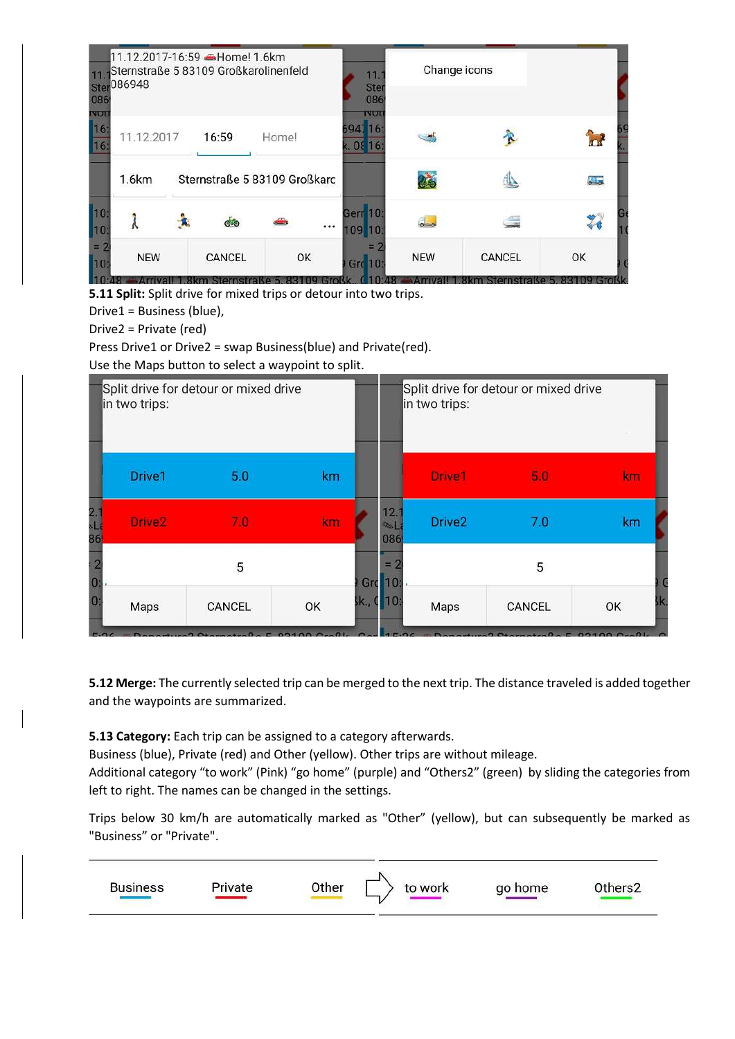**5.11 Split:** Split drive for mixed trips or detour into two trips.
Drive1 = Business (blue),
Drive2 = Private (red)
Press Drive1 or Drive2 = swap Business(blue) and Private(red).
Use the Maps button to select a waypoint to split.

**5.12 Merge:** The currently selected trip can be merged to the next trip. The distance traveled is added together and the waypoints are summarized.

**5.13 Category:** Each trip can be assigned to a category afterwards.
Business (blue), Private (red) and Other (yellow). Other trips are without mileage.
Additional category “to work” (Pink) “go home” (purple) and “Others2” (green) by sliding the categories from left to right. The names can be changed in the settings.

Trips below 30 km/h are automatically marked as "Other” (yellow), but can subsequently be marked as "Business” or "Private".

Business Private Other ⇨ to work go home Others2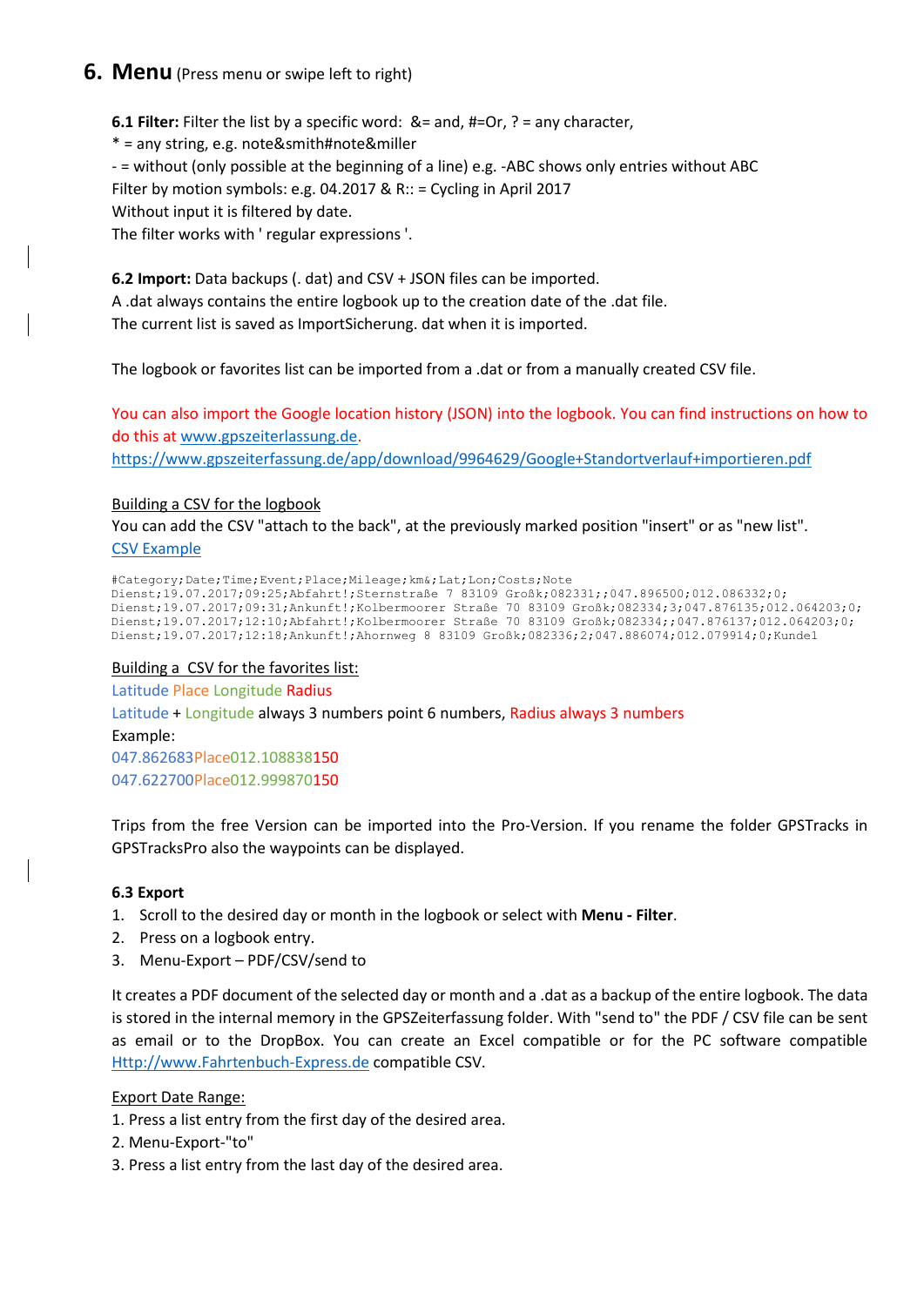## 6. Menu (Press menu or swipe left to right)

**6.1 Filter:** Filter the list by a specific word: &= and, #=Or, ? = any character,
* = any string, e.g. note&smith#note&miller
- = without (only possible at the beginning of a line) e.g. -ABC shows only entries without ABC
Filter by motion symbols: e.g. 04.2017 & R:: = Cycling in April 2017
Without input it is filtered by date.
The filter works with ' regular expressions '.

**6.2 Import:** Data backups (. dat) and CSV + JSON files can be imported.
A .dat always contains the entire logbook up to the creation date of the .dat file.
The current list is saved as ImportSicherung. dat when it is imported.

The logbook or favorites list can be imported from a .dat or from a manually created CSV file.

You can also import the Google location history (JSON) into the logbook. You can find instructions on how to do this at www.gpszeiterlassung.de.
https://www.gpszeiterfassung.de/app/download/9964629/Google+Standortverlauf+importieren.pdf

Building a CSV for the logbook
You can add the CSV "attach to the back", at the previously marked position "insert" or as "new list".
CSV Example

```
#Category;Date;Time;Event;Place;Mileage;km&;Lat;Lon;Costs;Note
Dienst;19.07.2017;09:25;Abfahrt!;Sternstraße 7 83109 Großk;082331;;047.896500;012.086332;0;
Dienst;19.07.2017;09:31;Ankunft!;Kolbermoorer Straße 70 83109 Großk;082334;3;047.876135;012.064203;0;
Dienst;19.07.2017;12:10;Abfahrt!;Kolbermoorer Straße 70 83109 Großk;082334;;047.876137;012.064203;0;
Dienst;19.07.2017;12:18;Ankunft!;Ahornweg 8 83109 Großk;082336;2;047.886074;012.079914;0;Kunde1
```

Building a CSV for the favorites list:
Latitude Place Longitude Radius
Latitude + Longitude always 3 numbers point 6 numbers, Radius always 3 numbers
Example:
047.862683Place012.108838150
047.622700Place012.999870150

Trips from the free Version can be imported into the Pro-Version. If you rename the folder GPSTracks in GPSTracksPro also the waypoints can be displayed.

**6.3 Export**

1. Scroll to the desired day or month in the logbook or select with **Menu - Filter**.
2. Press on a logbook entry.
3. Menu-Export – PDF/CSV/send to

It creates a PDF document of the selected day or month and a .dat as a backup of the entire logbook. The data is stored in the internal memory in the GPSZeiterfassung folder. With "send to" the PDF / CSV file can be sent as email or to the DropBox. You can create an Excel compatible or for the PC software compatible Http://www.Fahrtenbuch-Express.de compatible CSV.

Export Date Range:
1. Press a list entry from the first day of the desired area.
2. Menu-Export-"to"
3. Press a list entry from the last day of the desired area.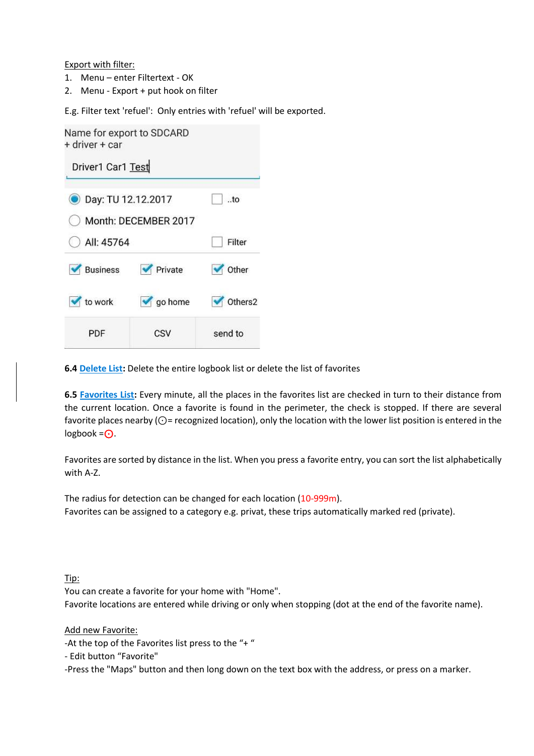Export with filter:

1. Menu – enter Filtertext - OK
2. Menu - Export + put hook on filter

E.g. Filter text 'refuel': Only entries with 'refuel' will be exported.

Name for export to SDCARD
+ driver + car

Driver1 Car1 Test

| | |
|---|---|
| Day: TU 12.12.2017 | ..to |
| Month: DECEMBER 2017 | |
| All: 45764 | Filter |

| | | |
|---|---|---|
| Business | Private | Other |
| to work | go home | Others2 |
| PDF | CSV | send to |

**6.4 Delete List**: Delete the entire logbook list or delete the list of favorites

**6.5 Favorites List**: Every minute, all the places in the favorites list are checked in turn to their distance from the current location. Once a favorite is found in the perimeter, the check is stopped. If there are several favorite places nearby (⊙= recognized location), only the location with the lower list position is entered in the logbook =⊙.

Favorites are sorted by distance in the list. When you press a favorite entry, you can sort the list alphabetically with A-Z.

The radius for detection can be changed for each location (10-999m).
Favorites can be assigned to a category e.g. privat, these trips automatically marked red (private).

Tip:
You can create a favorite for your home with "Home".
Favorite locations are entered while driving or only when stopping (dot at the end of the favorite name).

Add new Favorite:
-At the top of the Favorites list press to the "+ "
- Edit button "Favorite"
-Press the "Maps" button and then long down on the text box with the address, or press on a marker.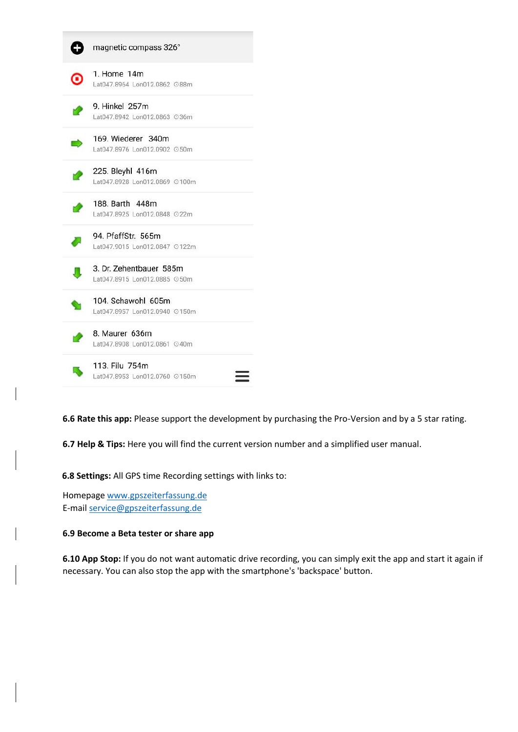magnetic compass 326°

1. Home 14m
Lat047.8964 Lon012.0862 ⏲88m

9. Hinkel 257m
Lat047.8942 Lon012.0863 ⏲36m

169. Wiederer 340m
Lat047.8976 Lon012.0902 ⏲50m

225. Bleyhl 416m
Lat047.8928 Lon012.0869 ⏲100m

188. Barth 448m
Lat047.8925 Lon012.0848 ⏲22m

94. PfaffStr. 565m
Lat047.9015 Lon012.0847 ⏲122m

3. Dr. Zehentbauer 585m
Lat047.8915 Lon012.0885 ⏲50m

104. Schawohl 605m
Lat047.8957 Lon012.0940 ⏲150m

8. Maurer 636m
Lat047.8908 Lon012.0861 ⏲40m

113. Filu 754m
Lat047.8953 Lon012.0760 ⏲150m

**6.6 Rate this app:** Please support the development by purchasing the Pro-Version and by a 5 star rating.

**6.7 Help & Tips:** Here you will find the current version number and a simplified user manual.

**6.8 Settings:** All GPS time Recording settings with links to:

Homepage www.gpszeiterfassung.de
E-mail service@gpszeiterfassung.de

**6.9 Become a Beta tester or share app**

**6.10 App Stop:** If you do not want automatic drive recording, you can simply exit the app and start it again if necessary. You can also stop the app with the smartphone's 'backspace' button.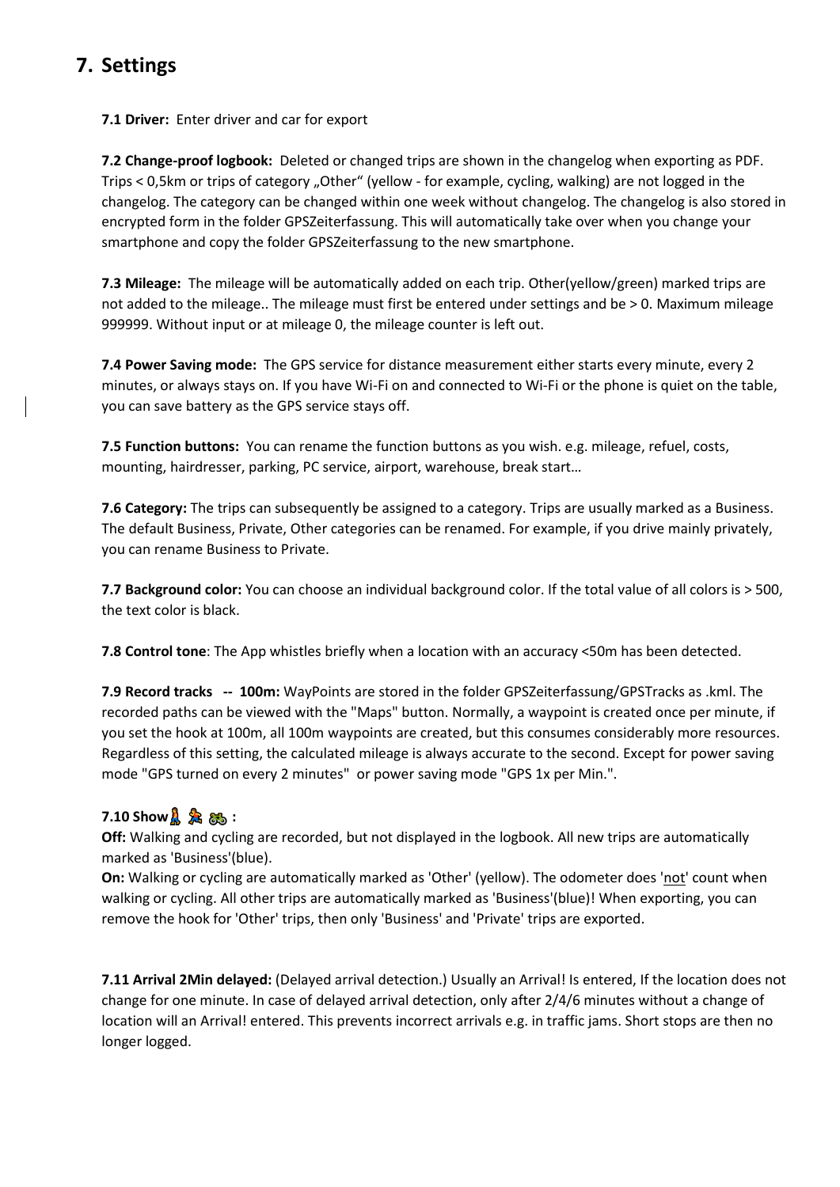# 7. Settings

**7.1 Driver:** Enter driver and car for export

**7.2 Change-proof logbook:** Deleted or changed trips are shown in the changelog when exporting as PDF. Trips < 0,5km or trips of category „Other" (yellow - for example, cycling, walking) are not logged in the changelog. The category can be changed within one week without changelog. The changelog is also stored in encrypted form in the folder GPSZeiterfassung. This will automatically take over when you change your smartphone and copy the folder GPSZeiterfassung to the new smartphone.

**7.3 Mileage:** The mileage will be automatically added on each trip. Other(yellow/green) marked trips are not added to the mileage.. The mileage must first be entered under settings and be > 0. Maximum mileage 999999. Without input or at mileage 0, the mileage counter is left out.

**7.4 Power Saving mode:** The GPS service for distance measurement either starts every minute, every 2 minutes, or always stays on. If you have Wi-Fi on and connected to Wi-Fi or the phone is quiet on the table, you can save battery as the GPS service stays off.

**7.5 Function buttons:** You can rename the function buttons as you wish. e.g. mileage, refuel, costs, mounting, hairdresser, parking, PC service, airport, warehouse, break start…

**7.6 Category:** The trips can subsequently be assigned to a category. Trips are usually marked as a Business. The default Business, Private, Other categories can be renamed. For example, if you drive mainly privately, you can rename Business to Private.

**7.7 Background color:** You can choose an individual background color. If the total value of all colors is > 500, the text color is black.

**7.8 Control tone**: The App whistles briefly when a location with an accuracy <50m has been detected.

**7.9 Record tracks -- 100m:** WayPoints are stored in the folder GPSZeiterfassung/GPSTracks as .kml. The recorded paths can be viewed with the "Maps" button. Normally, a waypoint is created once per minute, if you set the hook at 100m, all 100m waypoints are created, but this consumes considerably more resources. Regardless of this setting, the calculated mileage is always accurate to the second. Except for power saving mode "GPS turned on every 2 minutes" or power saving mode "GPS 1x per Min.".

**7.10 Show🚶 🏃 🚲 :**

**Off:** Walking and cycling are recorded, but not displayed in the logbook. All new trips are automatically marked as 'Business'(blue).

**On:** Walking or cycling are automatically marked as 'Other' (yellow). The odometer does '<u>not</u>' count when walking or cycling. All other trips are automatically marked as 'Business'(blue)! When exporting, you can remove the hook for 'Other' trips, then only 'Business' and 'Private' trips are exported.

**7.11 Arrival 2Min delayed:** (Delayed arrival detection.) Usually an Arrival! Is entered, If the location does not change for one minute. In case of delayed arrival detection, only after 2/4/6 minutes without a change of location will an Arrival! entered. This prevents incorrect arrivals e.g. in traffic jams. Short stops are then no longer logged.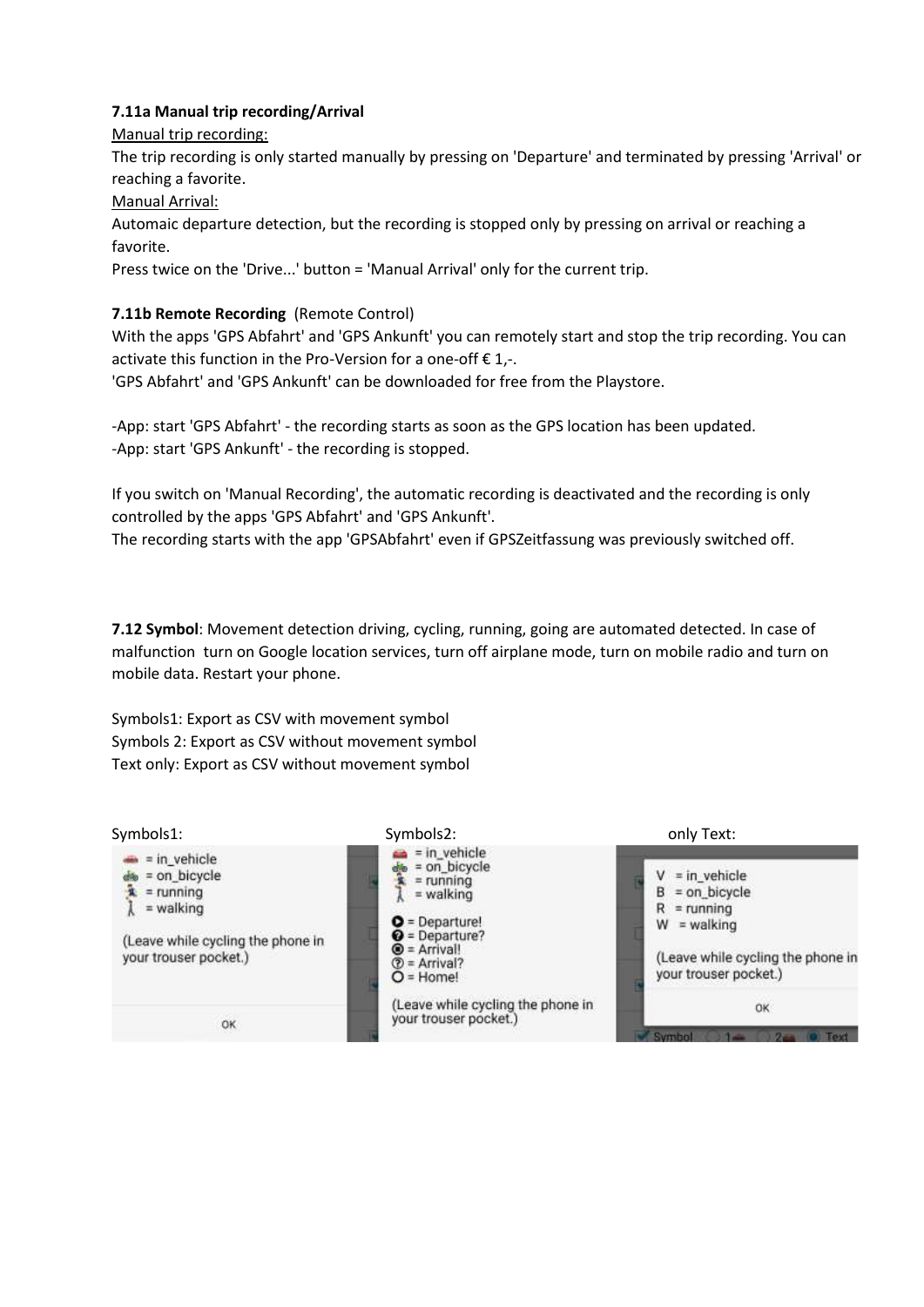**7.11a Manual trip recording/Arrival**

Manual trip recording:

The trip recording is only started manually by pressing on 'Departure' and terminated by pressing 'Arrival' or reaching a favorite.

Manual Arrival:

Automaic departure detection, but the recording is stopped only by pressing on arrival or reaching a favorite.

Press twice on the 'Drive...' button = 'Manual Arrival' only for the current trip.

**7.11b Remote Recording** (Remote Control)

With the apps 'GPS Abfahrt' and 'GPS Ankunft' you can remotely start and stop the trip recording. You can activate this function in the Pro-Version for a one-off € 1,-.

'GPS Abfahrt' and 'GPS Ankunft' can be downloaded for free from the Playstore.

-App: start 'GPS Abfahrt' - the recording starts as soon as the GPS location has been updated.

-App: start 'GPS Ankunft' - the recording is stopped.

If you switch on 'Manual Recording', the automatic recording is deactivated and the recording is only controlled by the apps 'GPS Abfahrt' and 'GPS Ankunft'.

The recording starts with the app 'GPSAbfahrt' even if GPSZeitfassung was previously switched off.

**7.12 Symbol**: Movement detection driving, cycling, running, going are automated detected. In case of malfunction turn on Google location services, turn off airplane mode, turn on mobile radio and turn on mobile data. Restart your phone.

Symbols1: Export as CSV with movement symbol

Symbols 2: Export as CSV without movement symbol

Text only: Export as CSV without movement symbol

Symbols1:

= in_vehicle
= on_bicycle
= running
= walking

(Leave while cycling the phone in your trouser pocket.)

OK

Symbols2:

= in_vehicle
= on_bicycle
= running
= walking

= Departure!
= Departure?
= Arrival!
= Arrival?
= Home!

(Leave while cycling the phone in your trouser pocket.)

only Text:

V = in_vehicle
B = on_bicycle
R = running
W = walking

(Leave while cycling the phone in your trouser pocket.)

OK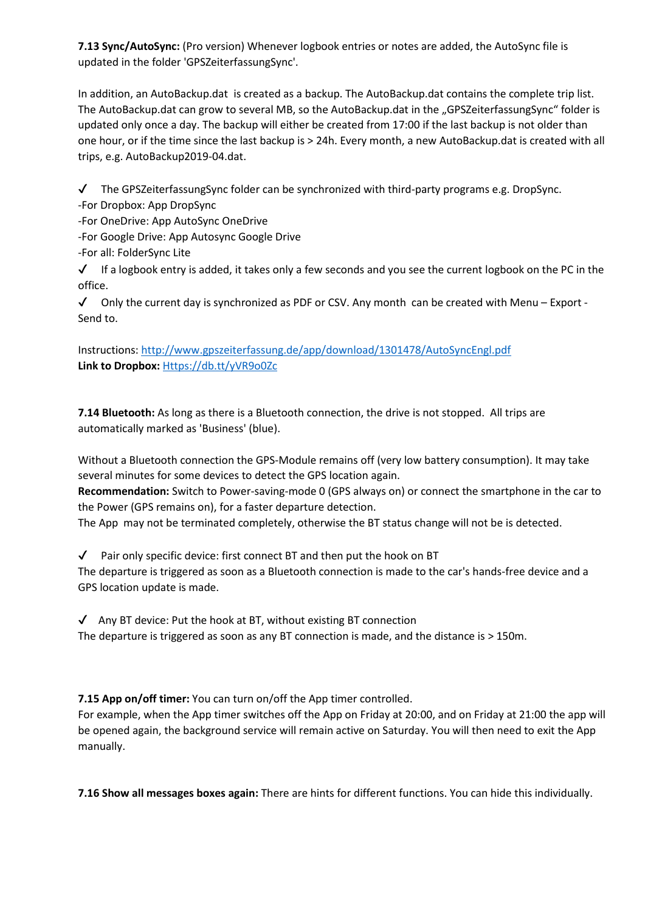**7.13 Sync/AutoSync:** (Pro version) Whenever logbook entries or notes are added, the AutoSync file is updated in the folder 'GPSZeiterfassungSync'.

In addition, an AutoBackup.dat is created as a backup. The AutoBackup.dat contains the complete trip list. The AutoBackup.dat can grow to several MB, so the AutoBackup.dat in the „GPSZeiterfassungSync" folder is updated only once a day. The backup will either be created from 17:00 if the last backup is not older than one hour, or if the time since the last backup is > 24h. Every month, a new AutoBackup.dat is created with all trips, e.g. AutoBackup2019-04.dat.

✓ The GPSZeiterfassungSync folder can be synchronized with third-party programs e.g. DropSync.
-For Dropbox: App DropSync
-For OneDrive: App AutoSync OneDrive
-For Google Drive: App Autosync Google Drive
-For all: FolderSync Lite

✓ If a logbook entry is added, it takes only a few seconds and you see the current logbook on the PC in the office.

✓ Only the current day is synchronized as PDF or CSV. Any month can be created with Menu – Export - Send to.

Instructions: [http://www.gpszeiterfassung.de/app/download/1301478/AutoSyncEngl.pdf](http://www.gpszeiterfassung.de/app/download/1301478/AutoSyncEngl.pdf)
**Link to Dropbox:** [Https://db.tt/yVR9o0Zc](Https://db.tt/yVR9o0Zc)

**7.14 Bluetooth:** As long as there is a Bluetooth connection, the drive is not stopped. All trips are automatically marked as 'Business' (blue).

Without a Bluetooth connection the GPS-Module remains off (very low battery consumption). It may take several minutes for some devices to detect the GPS location again.
**Recommendation:** Switch to Power-saving-mode 0 (GPS always on) or connect the smartphone in the car to the Power (GPS remains on), for a faster departure detection.
The App may not be terminated completely, otherwise the BT status change will not be is detected.

✓ Pair only specific device: first connect BT and then put the hook on BT
The departure is triggered as soon as a Bluetooth connection is made to the car's hands-free device and a GPS location update is made.

✓ Any BT device: Put the hook at BT, without existing BT connection
The departure is triggered as soon as any BT connection is made, and the distance is > 150m.

**7.15 App on/off timer:** You can turn on/off the App timer controlled.
For example, when the App timer switches off the App on Friday at 20:00, and on Friday at 21:00 the app will be opened again, the background service will remain active on Saturday. You will then need to exit the App manually.

**7.16 Show all messages boxes again:** There are hints for different functions. You can hide this individually.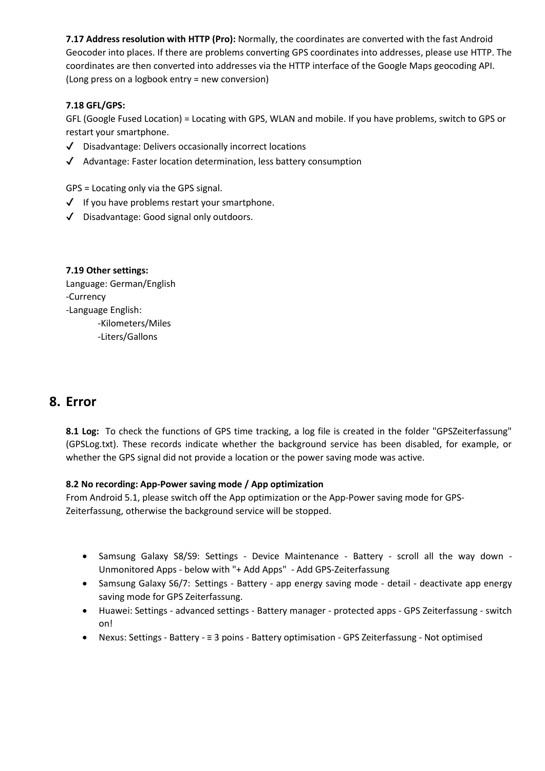**7.17 Address resolution with HTTP (Pro):** Normally, the coordinates are converted with the fast Android Geocoder into places. If there are problems converting GPS coordinates into addresses, please use HTTP. The coordinates are then converted into addresses via the HTTP interface of the Google Maps geocoding API. (Long press on a logbook entry = new conversion)

**7.18 GFL/GPS:**

GFL (Google Fused Location) = Locating with GPS, WLAN and mobile. If you have problems, switch to GPS or restart your smartphone.

- ✓ Disadvantage: Delivers occasionally incorrect locations
- ✓ Advantage: Faster location determination, less battery consumption

GPS = Locating only via the GPS signal.

- ✓ If you have problems restart your smartphone.
- ✓ Disadvantage: Good signal only outdoors.

**7.19 Other settings:**

Language: German/English
-Currency
-Language English:
    -Kilometers/Miles
    -Liters/Gallons

# 8. Error

**8.1 Log:** To check the functions of GPS time tracking, a log file is created in the folder "GPSZeiterfassung" (GPSLog.txt). These records indicate whether the background service has been disabled, for example, or whether the GPS signal did not provide a location or the power saving mode was active.

**8.2 No recording: App-Power saving mode / App optimization**

From Android 5.1, please switch off the App optimization or the App-Power saving mode for GPS-Zeiterfassung, otherwise the background service will be stopped.

- Samsung Galaxy S8/S9: Settings - Device Maintenance - Battery - scroll all the way down - Unmonitored Apps - below with "+ Add Apps" - Add GPS-Zeiterfassung
- Samsung Galaxy S6/7: Settings - Battery - app energy saving mode - detail - deactivate app energy saving mode for GPS Zeiterfassung.
- Huawei: Settings - advanced settings - Battery manager - protected apps - GPS Zeiterfassung - switch on!
- Nexus: Settings - Battery - ≡ 3 poins - Battery optimisation - GPS Zeiterfassung - Not optimised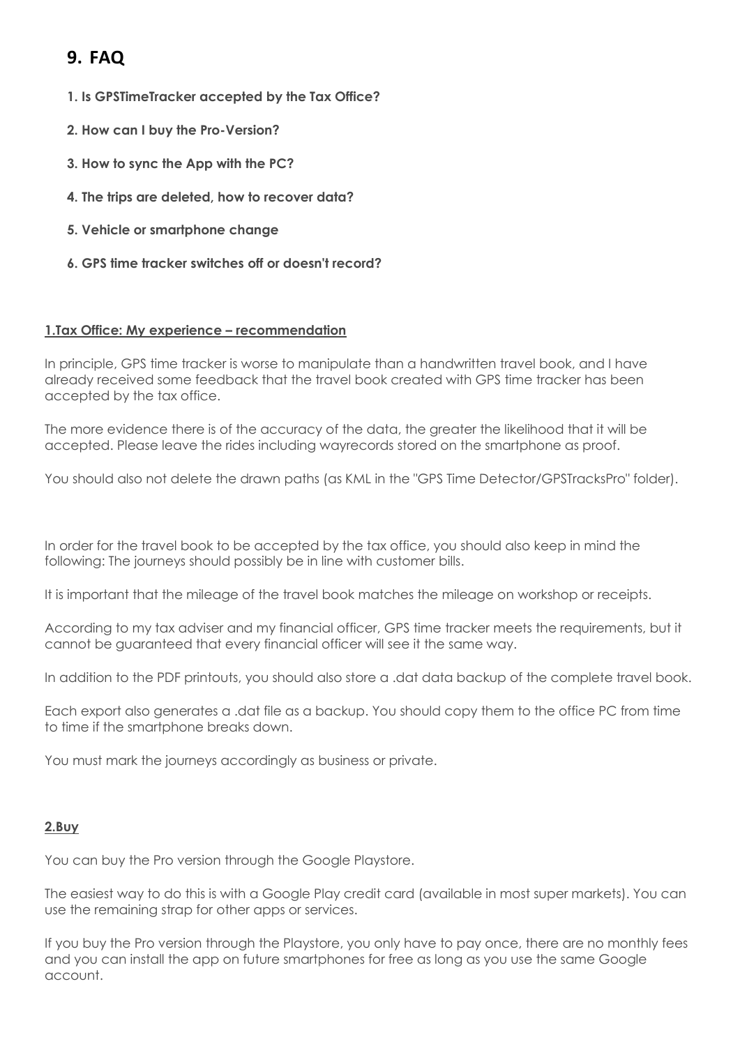# 9. FAQ

1. **Is GPSTimeTracker accepted by the Tax Office?**
2. **How can I buy the Pro-Version?**
3. **How to sync the App with the PC?**
4. **The trips are deleted, how to recover data?**
5. **Vehicle or smartphone change**
6. **GPS time tracker switches off or doesn't record?**

**1.Tax Office: My experience – recommendation**

In principle, GPS time tracker is worse to manipulate than a handwritten travel book, and I have already received some feedback that the travel book created with GPS time tracker has been accepted by the tax office.

The more evidence there is of the accuracy of the data, the greater the likelihood that it will be accepted. Please leave the rides including wayrecords stored on the smartphone as proof.

You should also not delete the drawn paths (as KML in the "GPS Time Detector/GPSTracksPro" folder).

In order for the travel book to be accepted by the tax office, you should also keep in mind the following: The journeys should possibly be in line with customer bills.

It is important that the mileage of the travel book matches the mileage on workshop or receipts.

According to my tax adviser and my financial officer, GPS time tracker meets the requirements, but it cannot be guaranteed that every financial officer will see it the same way.

In addition to the PDF printouts, you should also store a .dat data backup of the complete travel book.

Each export also generates a .dat file as a backup. You should copy them to the office PC from time to time if the smartphone breaks down.

You must mark the journeys accordingly as business or private.

**2.Buy**

You can buy the Pro version through the Google Playstore.

The easiest way to do this is with a Google Play credit card (available in most super markets). You can use the remaining strap for other apps or services.

If you buy the Pro version through the Playstore, you only have to pay once, there are no monthly fees and you can install the app on future smartphones for free as long as you use the same Google account.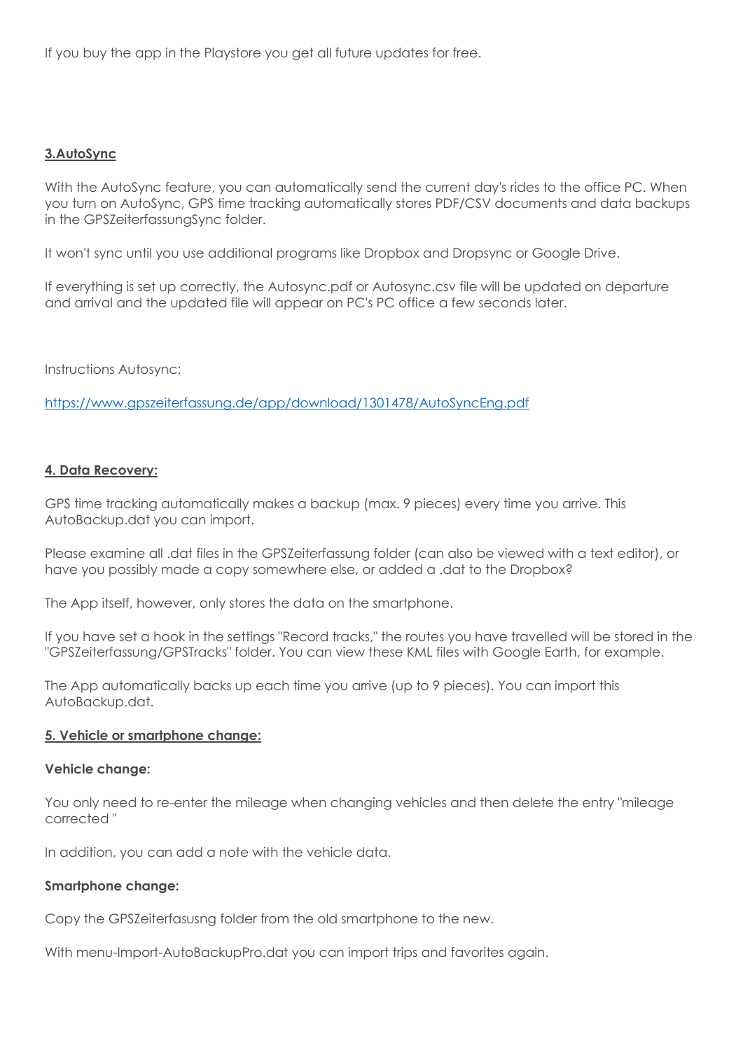If you buy the app in the Playstore you get all future updates for free.

## 3.AutoSync

With the AutoSync feature, you can automatically send the current day's rides to the office PC. When you turn on AutoSync, GPS time tracking automatically stores PDF/CSV documents and data backups in the GPSZeiterfassungSync folder.

It won't sync until you use additional programs like Dropbox and Dropsync or Google Drive.

If everything is set up correctly, the Autosync.pdf or Autosync.csv file will be updated on departure and arrival and the updated file will appear on PC's PC office a few seconds later.

Instructions Autosync:

https://www.gpszeiterfassung.de/app/download/1301478/AutoSyncEng.pdf

## 4. Data Recovery:

GPS time tracking automatically makes a backup (max. 9 pieces) every time you arrive. This AutoBackup.dat you can import.

Please examine all .dat files in the GPSZeiterfassung folder (can also be viewed with a text editor), or have you possibly made a copy somewhere else, or added a .dat to the Dropbox?

The App itself, however, only stores the data on the smartphone.

If you have set a hook in the settings "Record tracks," the routes you have travelled will be stored in the "GPSZeiterfassung/GPSTracks" folder. You can view these KML files with Google Earth, for example.

The App automatically backs up each time you arrive (up to 9 pieces). You can import this AutoBackup.dat.

## 5. Vehicle or smartphone change:

**Vehicle change:**

You only need to re-enter the mileage when changing vehicles and then delete the entry "mileage corrected "

In addition, you can add a note with the vehicle data.

**Smartphone change:**

Copy the GPSZeiterfasusng folder from the old smartphone to the new.

With menu-Import-AutoBackupPro.dat you can import trips and favorites again.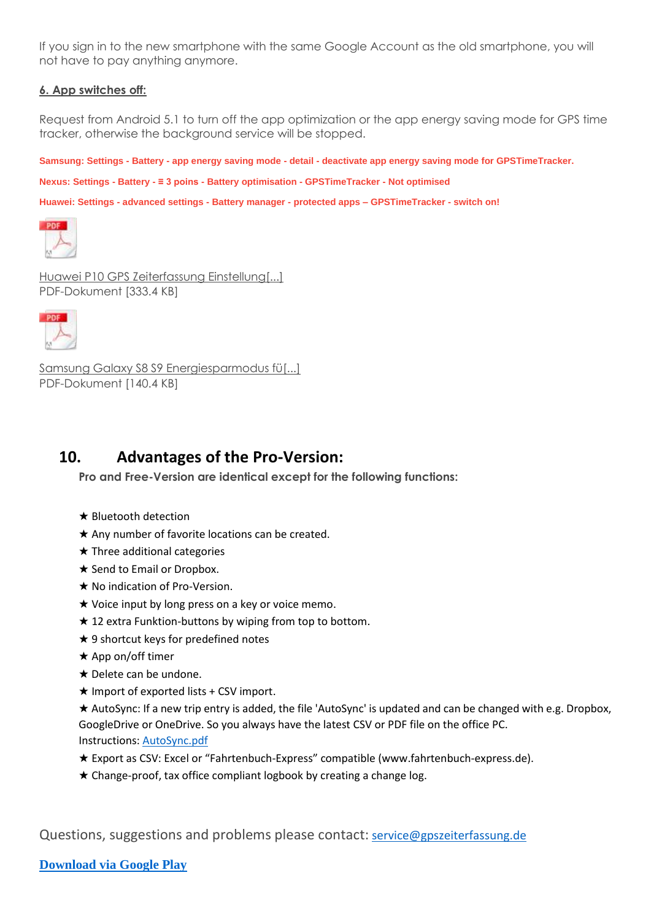If you sign in to the new smartphone with the same Google Account as the old smartphone, you will not have to pay anything anymore.

**6. App switches off:**

Request from Android 5.1 to turn off the app optimization or the app energy saving mode for GPS time tracker, otherwise the background service will be stopped.

**Samsung: Settings - Battery - app energy saving mode - detail - deactivate app energy saving mode for GPSTimeTracker.**

**Nexus: Settings - Battery - ≡ 3 poins - Battery optimisation - GPSTimeTracker - Not optimised**

**Huawei: Settings - advanced settings - Battery manager - protected apps – GPSTimeTracker - switch on!**

Huawei P10 GPS Zeiterfassung Einstellung[...]
PDF-Dokument [333.4 KB]

Samsung Galaxy S8 S9 Energiesparmodus fü[...]
PDF-Dokument [140.4 KB]

## 10. Advantages of the Pro-Version:

**Pro and Free-Version are identical except for the following functions:**

★ Bluetooth detection
★ Any number of favorite locations can be created.
★ Three additional categories
★ Send to Email or Dropbox.
★ No indication of Pro-Version.
★ Voice input by long press on a key or voice memo.
★ 12 extra Funktion-buttons by wiping from top to bottom.
★ 9 shortcut keys for predefined notes
★ App on/off timer
★ Delete can be undone.
★ Import of exported lists + CSV import.
★ AutoSync: If a new trip entry is added, the file 'AutoSync' is updated and can be changed with e.g. Dropbox, GoogleDrive or OneDrive. So you always have the latest CSV or PDF file on the office PC.
Instructions: AutoSync.pdf
★ Export as CSV: Excel or "Fahrtenbuch-Express" compatible (www.fahrtenbuch-express.de).
★ Change-proof, tax office compliant logbook by creating a change log.

Questions, suggestions and problems please contact: service@gpszeiterfassung.de

**Download via Google Play**